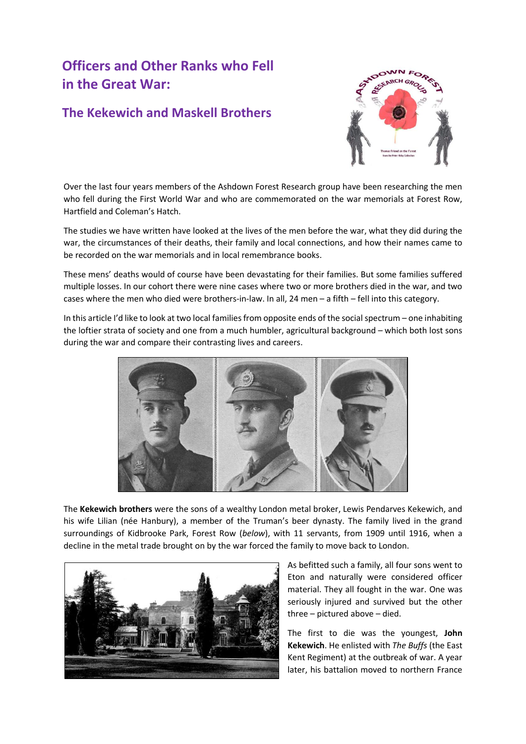# Officers and Other Ranks who Fell in the Great War:

## The Kekewich and Maskell Brothers

Over the last four years members of the Ashdown Forest Research group have been researching the men who fell during the First World War and who are commemorated on the war memorials at Forest Row, Hartfield and Coleman's Hatch.

The studies we have written have looked at the lives of the men before the war, what they did during the war, the circumstances of their deaths, their family and local connections, and how their names came to be recorded on the war memorials and in local remembrance books.

These mens' deaths would of course have been devastating for their families. But some families suffered multiple losses. In our cohort there were nine cases where two or more brothers died in the war, and two cases where the men who died were brothers-in-law. In all, 24 men – a fifth – fell into this category.

In this article I'd like to look at two local families from opposite ends of the social spectrum – one inhabiting the loftier strata of society and one from a much humbler, agricultural background – which both lost sons during the war and compare their contrasting lives and careers.

The **Kekewich brothers** were the sons of a wealthy London metal broker, Lewis Pendarves Kekewich, and his wife Lilian (née Hanbury), a member of the Truman's beer dynasty. The family lived in the grand surroundings of Kidbrooke Park, Forest Row (*below*), with 11 servants, from 1909 until 1916, when a decline in the metal trade brought on by the war forced the family to move back to London.

As befitted such a family, all four sons went to Eton and naturally were considered officer material. They all fought in the war. One was seriously injured and survived but the other three – pictured above – died.

The first to die was the youngest, **John Kekewich**. He enlisted with *The Buffs* (the East Kent Regiment) at the outbreak of war. A year later, his battalion moved to northern France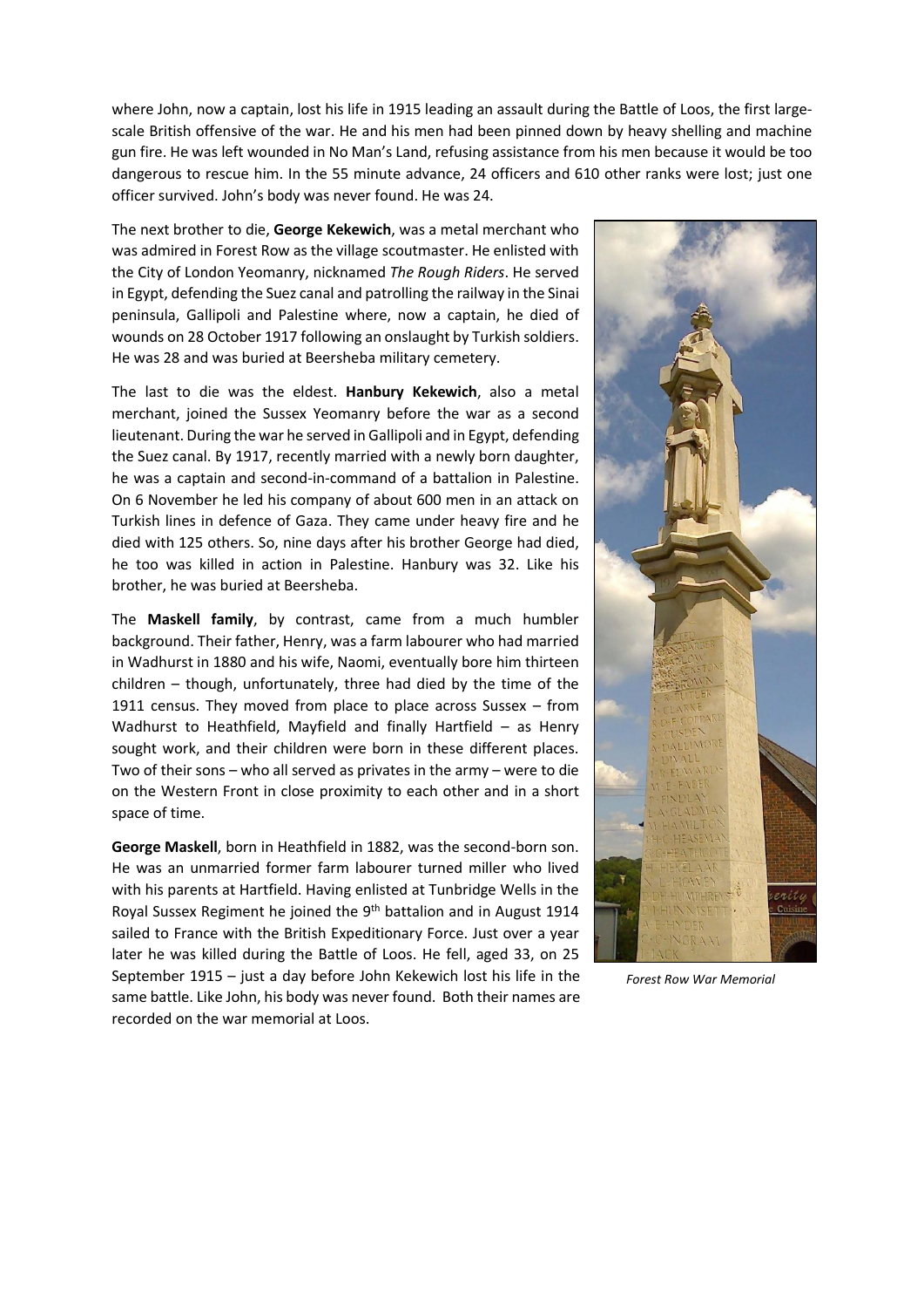where John, now a captain, lost his life in 1915 leading an assault during the Battle of Loos, the first large-scale British offensive of the war. He and his men had been pinned down by heavy shelling and machine gun fire. He was left wounded in No Man's Land, refusing assistance from his men because it would be too dangerous to rescue him. In the 55 minute advance, 24 officers and 610 other ranks were lost; just one officer survived. John's body was never found. He was 24.

The next brother to die, **George Kekewich**, was a metal merchant who was admired in Forest Row as the village scoutmaster. He enlisted with the City of London Yeomanry, nicknamed *The Rough Riders*. He served in Egypt, defending the Suez canal and patrolling the railway in the Sinai peninsula, Gallipoli and Palestine where, now a captain, he died of wounds on 28 October 1917 following an onslaught by Turkish soldiers. He was 28 and was buried at Beersheba military cemetery.

The last to die was the eldest. **Hanbury Kekewich**, also a metal merchant, joined the Sussex Yeomanry before the war as a second lieutenant. During the war he served in Gallipoli and in Egypt, defending the Suez canal. By 1917, recently married with a newly born daughter, he was a captain and second-in-command of a battalion in Palestine. On 6 November he led his company of about 600 men in an attack on Turkish lines in defence of Gaza. They came under heavy fire and he died with 125 others. So, nine days after his brother George had died, he too was killed in action in Palestine. Hanbury was 32. Like his brother, he was buried at Beersheba.

The **Maskell family**, by contrast, came from a much humbler background. Their father, Henry, was a farm labourer who had married in Wadhurst in 1880 and his wife, Naomi, eventually bore him thirteen children – though, unfortunately, three had died by the time of the 1911 census. They moved from place to place across Sussex – from Wadhurst to Heathfield, Mayfield and finally Hartfield – as Henry sought work, and their children were born in these different places. Two of their sons – who all served as privates in the army – were to die on the Western Front in close proximity to each other and in a short space of time.

**George Maskell**, born in Heathfield in 1882, was the second-born son. He was an unmarried former farm labourer turned miller who lived with his parents at Hartfield. Having enlisted at Tunbridge Wells in the Royal Sussex Regiment he joined the 9th battalion and in August 1914 sailed to France with the British Expeditionary Force. Just over a year later he was killed during the Battle of Loos. He fell, aged 33, on 25 September 1915 – just a day before John Kekewich lost his life in the same battle. Like John, his body was never found. Both their names are recorded on the war memorial at Loos.

*Forest Row War Memorial*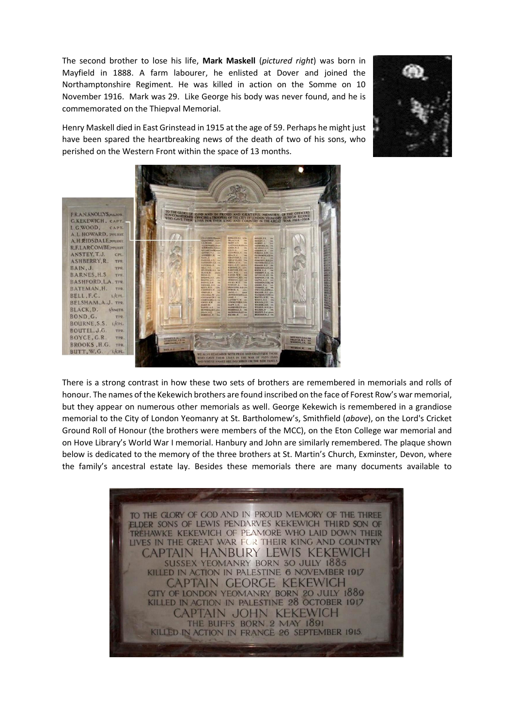The second brother to lose his life, **Mark Maskell** (*pictured right*) was born in Mayfield in 1888. A farm labourer, he enlisted at Dover and joined the Northamptonshire Regiment. He was killed in action on the Somme on 10 November 1916. Mark was 29. Like George his body was never found, and he is commemorated on the Thiepval Memorial.

Henry Maskell died in East Grinstead in 1915 at the age of 59. Perhaps he might just have been spared the heartbreaking news of the death of two of his sons, who perished on the Western Front within the space of 13 months.

There is a strong contrast in how these two sets of brothers are remembered in memorials and rolls of honour. The names of the Kekewich brothers are found inscribed on the face of Forest Row's war memorial, but they appear on numerous other memorials as well. George Kekewich is remembered in a grandiose memorial to the City of London Yeomanry at St. Bartholomew's, Smithfield (*above*), on the Lord's Cricket Ground Roll of Honour (the brothers were members of the MCC), on the Eton College war memorial and on Hove Library's World War I memorial. Hanbury and John are similarly remembered. The plaque shown below is dedicated to the memory of the three brothers at St. Martin's Church, Exminster, Devon, where the family's ancestral estate lay. Besides these memorials there are many documents available to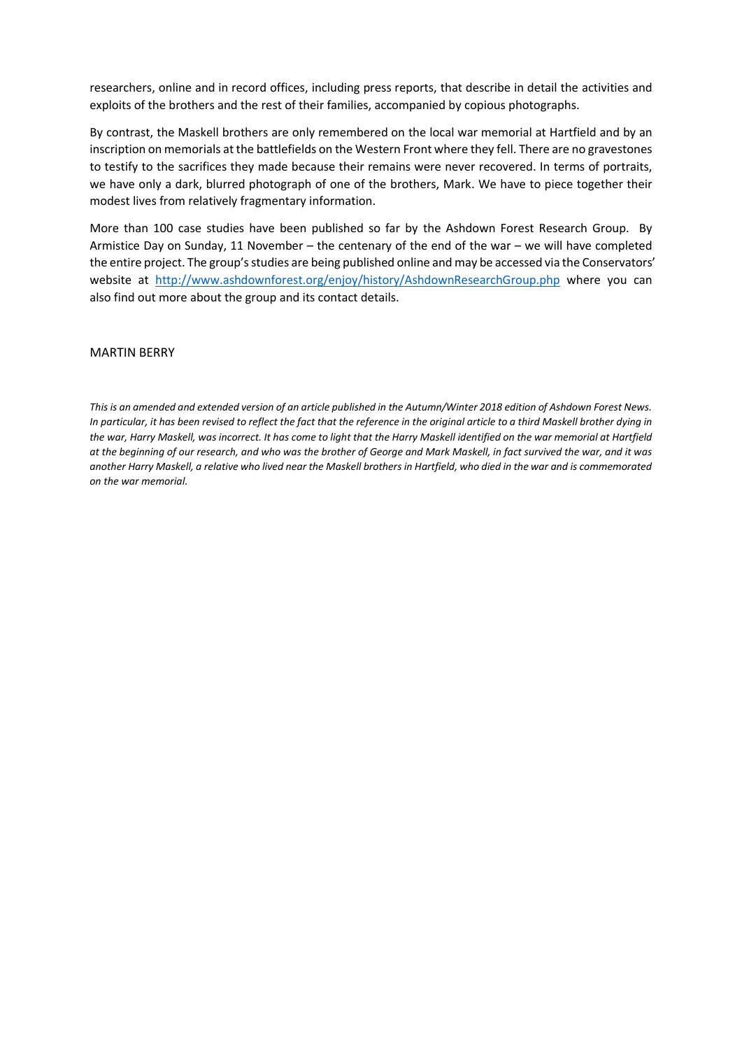researchers, online and in record offices, including press reports, that describe in detail the activities and exploits of the brothers and the rest of their families, accompanied by copious photographs.

By contrast, the Maskell brothers are only remembered on the local war memorial at Hartfield and by an inscription on memorials at the battlefields on the Western Front where they fell. There are no gravestones to testify to the sacrifices they made because their remains were never recovered. In terms of portraits, we have only a dark, blurred photograph of one of the brothers, Mark. We have to piece together their modest lives from relatively fragmentary information.

More than 100 case studies have been published so far by the Ashdown Forest Research Group. By Armistice Day on Sunday, 11 November – the centenary of the end of the war – we will have completed the entire project. The group's studies are being published online and may be accessed via the Conservators' website at [http://www.ashdownforest.org/enjoy/history/AshdownResearchGroup.php](http://www.ashdownforest.org/enjoy/history/AshdownResearchGroup.php) where you can also find out more about the group and its contact details.

MARTIN BERRY

*This is an amended and extended version of an article published in the Autumn/Winter 2018 edition of Ashdown Forest News. In particular, it has been revised to reflect the fact that the reference in the original article to a third Maskell brother dying in the war, Harry Maskell, was incorrect. It has come to light that the Harry Maskell identified on the war memorial at Hartfield at the beginning of our research, and who was the brother of George and Mark Maskell, in fact survived the war, and it was another Harry Maskell, a relative who lived near the Maskell brothers in Hartfield, who died in the war and is commemorated on the war memorial.*